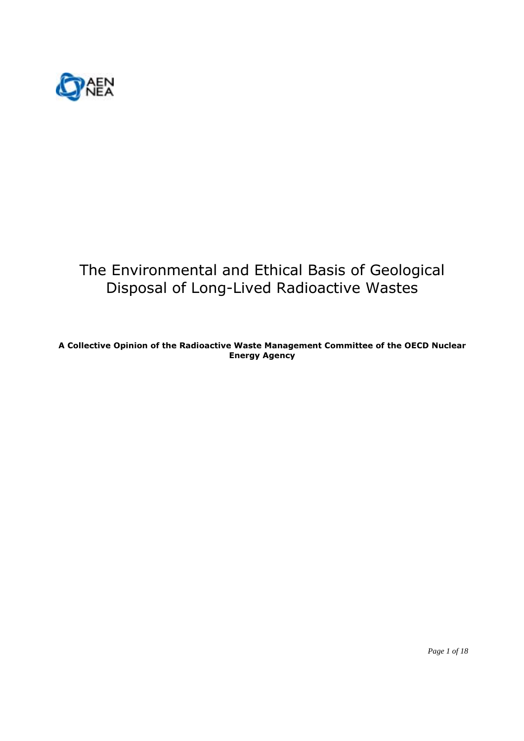AEN NEA

# The Environmental and Ethical Basis of Geological Disposal of Long-Lived Radioactive Wastes

**A Collective Opinion of the Radioactive Waste Management Committee of the OECD Nuclear Energy Agency**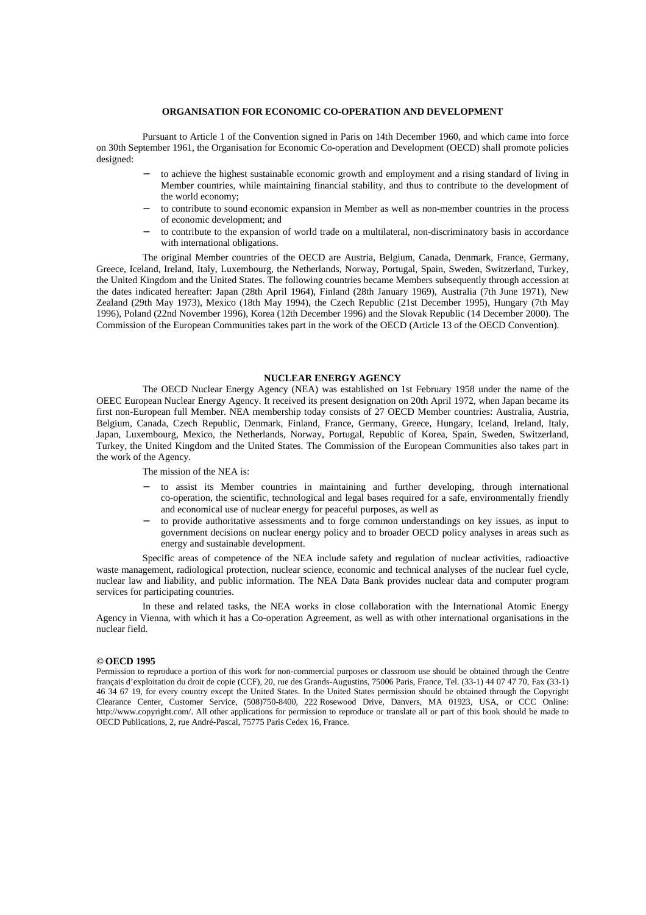## ORGANISATION FOR ECONOMIC CO-OPERATION AND DEVELOPMENT

Pursuant to Article 1 of the Convention signed in Paris on 14th December 1960, and which came into force on 30th September 1961, the Organisation for Economic Co-operation and Development (OECD) shall promote policies designed:

- to achieve the highest sustainable economic growth and employment and a rising standard of living in Member countries, while maintaining financial stability, and thus to contribute to the development of the world economy;
- to contribute to sound economic expansion in Member as well as non-member countries in the process of economic development; and
- to contribute to the expansion of world trade on a multilateral, non-discriminatory basis in accordance with international obligations.

The original Member countries of the OECD are Austria, Belgium, Canada, Denmark, France, Germany, Greece, Iceland, Ireland, Italy, Luxembourg, the Netherlands, Norway, Portugal, Spain, Sweden, Switzerland, Turkey, the United Kingdom and the United States. The following countries became Members subsequently through accession at the dates indicated hereafter: Japan (28th April 1964), Finland (28th January 1969), Australia (7th June 1971), New Zealand (29th May 1973), Mexico (18th May 1994), the Czech Republic (21st December 1995), Hungary (7th May 1996), Poland (22nd November 1996), Korea (12th December 1996) and the Slovak Republic (14 December 2000). The Commission of the European Communities takes part in the work of the OECD (Article 13 of the OECD Convention).

## NUCLEAR ENERGY AGENCY

The OECD Nuclear Energy Agency (NEA) was established on 1st February 1958 under the name of the OEEC European Nuclear Energy Agency. It received its present designation on 20th April 1972, when Japan became its first non-European full Member. NEA membership today consists of 27 OECD Member countries: Australia, Austria, Belgium, Canada, Czech Republic, Denmark, Finland, France, Germany, Greece, Hungary, Iceland, Ireland, Italy, Japan, Luxembourg, Mexico, the Netherlands, Norway, Portugal, Republic of Korea, Spain, Sweden, Switzerland, Turkey, the United Kingdom and the United States. The Commission of the European Communities also takes part in the work of the Agency.

The mission of the NEA is:

- to assist its Member countries in maintaining and further developing, through international co-operation, the scientific, technological and legal bases required for a safe, environmentally friendly and economical use of nuclear energy for peaceful purposes, as well as
- to provide authoritative assessments and to forge common understandings on key issues, as input to government decisions on nuclear energy policy and to broader OECD policy analyses in areas such as energy and sustainable development.

Specific areas of competence of the NEA include safety and regulation of nuclear activities, radioactive waste management, radiological protection, nuclear science, economic and technical analyses of the nuclear fuel cycle, nuclear law and liability, and public information. The NEA Data Bank provides nuclear data and computer program services for participating countries.

In these and related tasks, the NEA works in close collaboration with the International Atomic Energy Agency in Vienna, with which it has a Co-operation Agreement, as well as with other international organisations in the nuclear field.

**© OECD 1995**

Permission to reproduce a portion of this work for non-commercial purposes or classroom use should be obtained through the Centre français d'exploitation du droit de copie (CCF), 20, rue des Grands-Augustins, 75006 Paris, France, Tel. (33-1) 44 07 47 70, Fax (33-1) 46 34 67 19, for every country except the United States. In the United States permission should be obtained through the Copyright Clearance Center, Customer Service, (508)750-8400, 222 Rosewood Drive, Danvers, MA 01923, USA, or CCC Online: http://www.copyright.com/. All other applications for permission to reproduce or translate all or part of this book should be made to OECD Publications, 2, rue André-Pascal, 75775 Paris Cedex 16, France.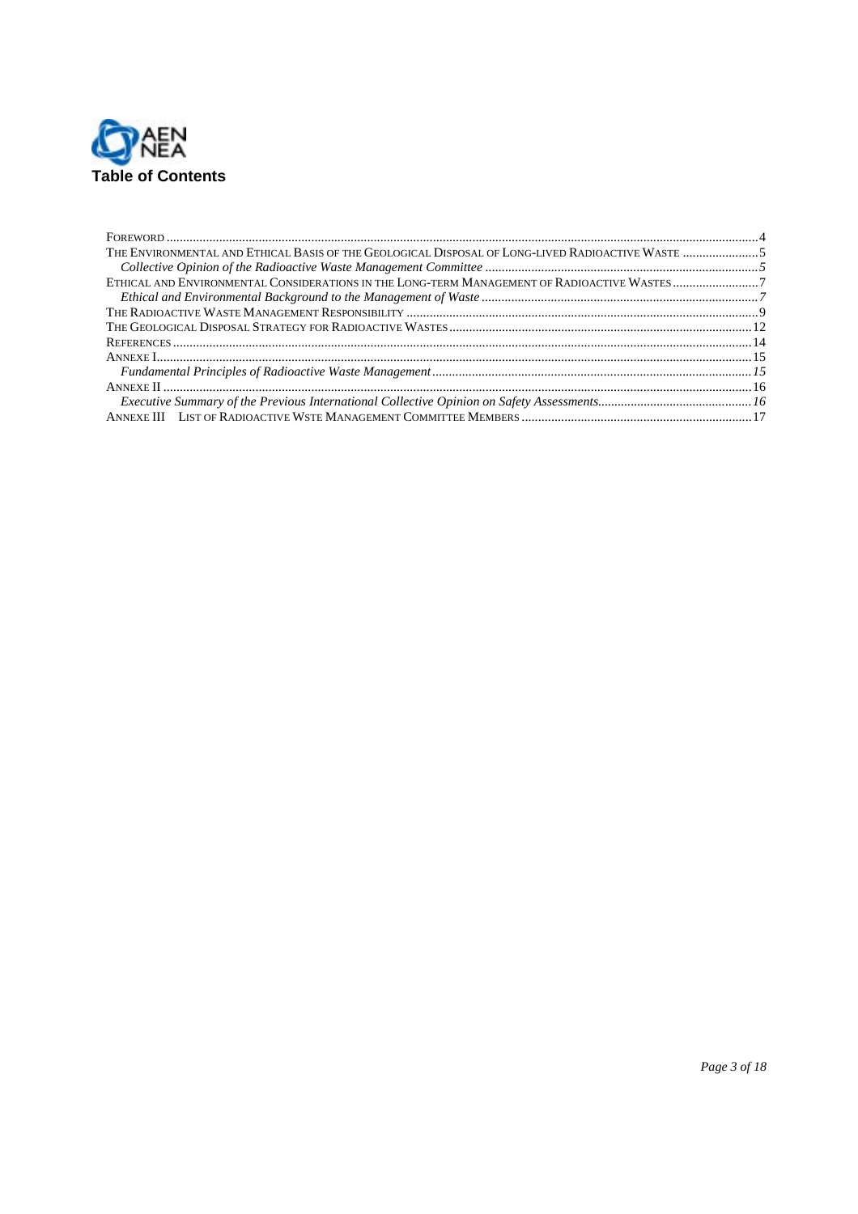# Table of Contents

- Foreword ... 4
- The Environmental and Ethical Basis of the Geological Disposal of Long-lived Radioactive Waste ... 5
  - *Collective Opinion of the Radioactive Waste Management Committee ... 5*
- Ethical and Environmental Considerations in the Long-term Management of Radioactive Wastes ... 7
  - *Ethical and Environmental Background to the Management of Waste ... 7*
- The Radioactive Waste Management Responsibility ... 9
- The Geological Disposal Strategy for Radioactive Wastes ... 12
- References ... 14
- Annexe I ... 15
  - *Fundamental Principles of Radioactive Waste Management ... 15*
- Annexe II ... 16
  - *Executive Summary of the Previous International Collective Opinion on Safety Assessments ... 16*
- Annexe III List of Radioactive Wste Management Committee Members ... 17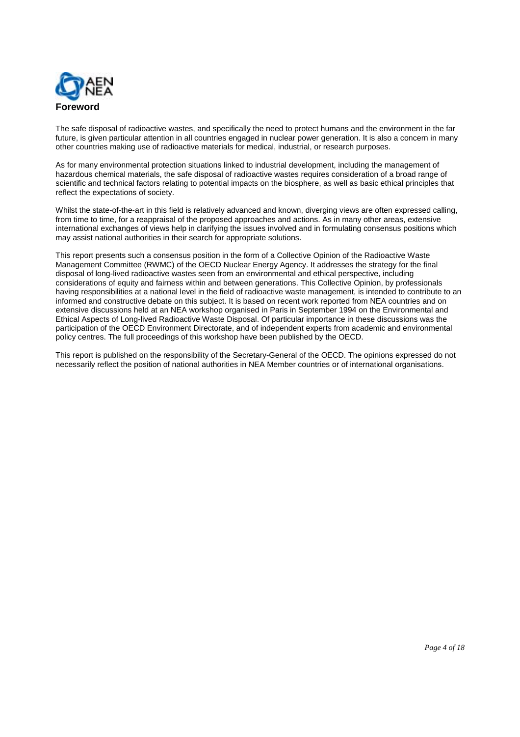# Foreword

The safe disposal of radioactive wastes, and specifically the need to protect humans and the environment in the far future, is given particular attention in all countries engaged in nuclear power generation. It is also a concern in many other countries making use of radioactive materials for medical, industrial, or research purposes.

As for many environmental protection situations linked to industrial development, including the management of hazardous chemical materials, the safe disposal of radioactive wastes requires consideration of a broad range of scientific and technical factors relating to potential impacts on the biosphere, as well as basic ethical principles that reflect the expectations of society.

Whilst the state-of-the-art in this field is relatively advanced and known, diverging views are often expressed calling, from time to time, for a reappraisal of the proposed approaches and actions. As in many other areas, extensive international exchanges of views help in clarifying the issues involved and in formulating consensus positions which may assist national authorities in their search for appropriate solutions.

This report presents such a consensus position in the form of a Collective Opinion of the Radioactive Waste Management Committee (RWMC) of the OECD Nuclear Energy Agency. It addresses the strategy for the final disposal of long-lived radioactive wastes seen from an environmental and ethical perspective, including considerations of equity and fairness within and between generations. This Collective Opinion, by professionals having responsibilities at a national level in the field of radioactive waste management, is intended to contribute to an informed and constructive debate on this subject. It is based on recent work reported from NEA countries and on extensive discussions held at an NEA workshop organised in Paris in September 1994 on the Environmental and Ethical Aspects of Long-lived Radioactive Waste Disposal. Of particular importance in these discussions was the participation of the OECD Environment Directorate, and of independent experts from academic and environmental policy centres. The full proceedings of this workshop have been published by the OECD.

This report is published on the responsibility of the Secretary-General of the OECD. The opinions expressed do not necessarily reflect the position of national authorities in NEA Member countries or of international organisations.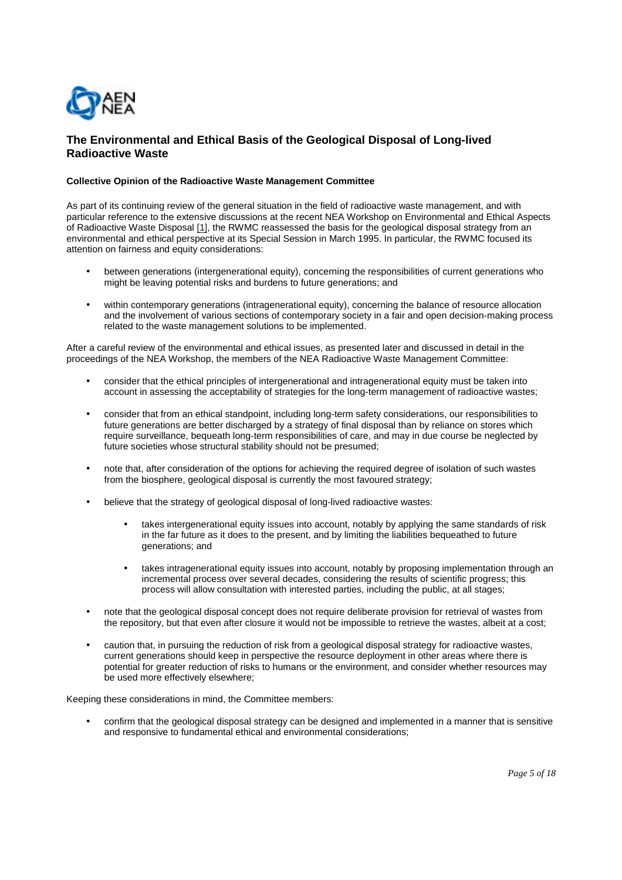## The Environmental and Ethical Basis of the Geological Disposal of Long-lived Radioactive Waste

**Collective Opinion of the Radioactive Waste Management Committee**

As part of its continuing review of the general situation in the field of radioactive waste management, and with particular reference to the extensive discussions at the recent NEA Workshop on Environmental and Ethical Aspects of Radioactive Waste Disposal [1], the RWMC reassessed the basis for the geological disposal strategy from an environmental and ethical perspective at its Special Session in March 1995. In particular, the RWMC focused its attention on fairness and equity considerations:

- between generations (intergenerational equity), concerning the responsibilities of current generations who might be leaving potential risks and burdens to future generations; and
- within contemporary generations (intragenerational equity), concerning the balance of resource allocation and the involvement of various sections of contemporary society in a fair and open decision-making process related to the waste management solutions to be implemented.

After a careful review of the environmental and ethical issues, as presented later and discussed in detail in the proceedings of the NEA Workshop, the members of the NEA Radioactive Waste Management Committee:

- consider that the ethical principles of intergenerational and intragenerational equity must be taken into account in assessing the acceptability of strategies for the long-term management of radioactive wastes;
- consider that from an ethical standpoint, including long-term safety considerations, our responsibilities to future generations are better discharged by a strategy of final disposal than by reliance on stores which require surveillance, bequeath long-term responsibilities of care, and may in due course be neglected by future societies whose structural stability should not be presumed;
- note that, after consideration of the options for achieving the required degree of isolation of such wastes from the biosphere, geological disposal is currently the most favoured strategy;
- believe that the strategy of geological disposal of long-lived radioactive wastes:
    - takes intergenerational equity issues into account, notably by applying the same standards of risk in the far future as it does to the present, and by limiting the liabilities bequeathed to future generations; and
    - takes intragenerational equity issues into account, notably by proposing implementation through an incremental process over several decades, considering the results of scientific progress; this process will allow consultation with interested parties, including the public, at all stages;
- note that the geological disposal concept does not require deliberate provision for retrieval of wastes from the repository, but that even after closure it would not be impossible to retrieve the wastes, albeit at a cost;
- caution that, in pursuing the reduction of risk from a geological disposal strategy for radioactive wastes, current generations should keep in perspective the resource deployment in other areas where there is potential for greater reduction of risks to humans or the environment, and consider whether resources may be used more effectively elsewhere;

Keeping these considerations in mind, the Committee members:

- confirm that the geological disposal strategy can be designed and implemented in a manner that is sensitive and responsive to fundamental ethical and environmental considerations;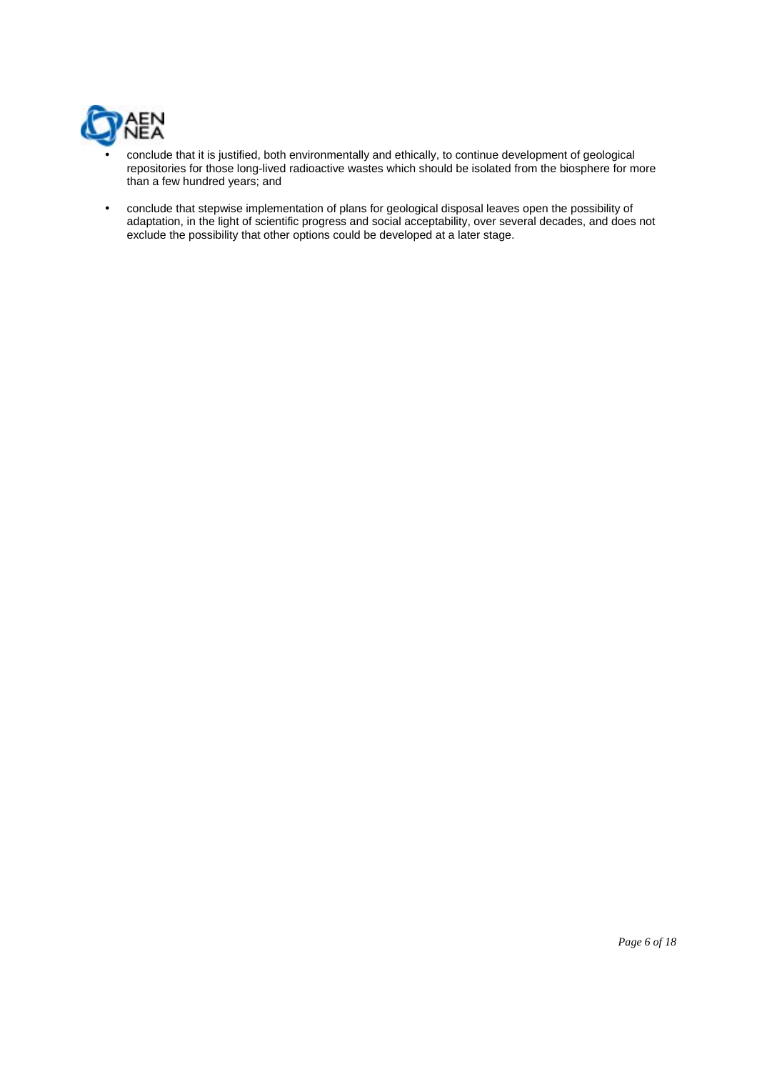- conclude that it is justified, both environmentally and ethically, to continue development of geological repositories for those long-lived radioactive wastes which should be isolated from the biosphere for more than a few hundred years; and

- conclude that stepwise implementation of plans for geological disposal leaves open the possibility of adaptation, in the light of scientific progress and social acceptability, over several decades, and does not exclude the possibility that other options could be developed at a later stage.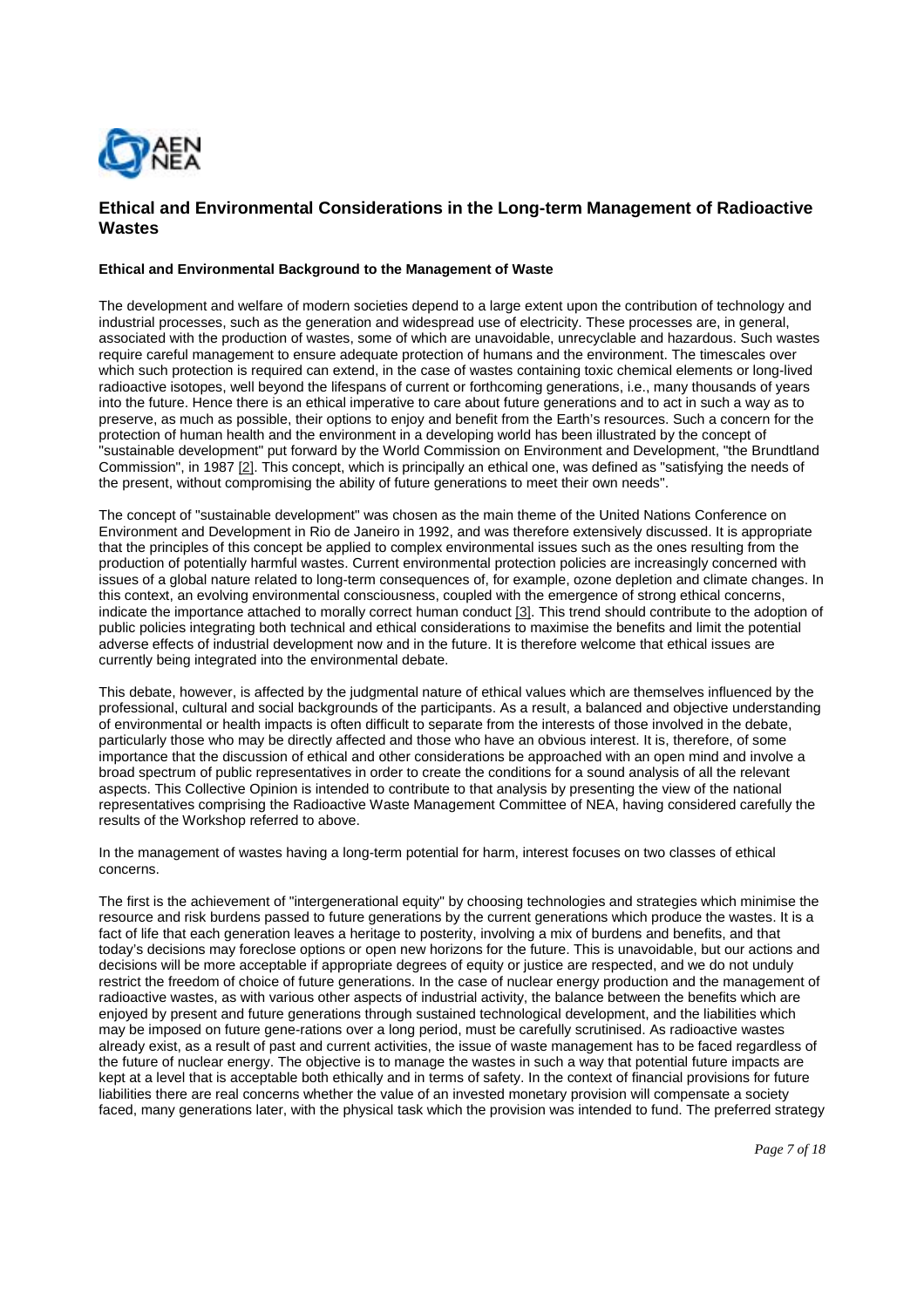## Ethical and Environmental Considerations in the Long-term Management of Radioactive Wastes

### Ethical and Environmental Background to the Management of Waste

The development and welfare of modern societies depend to a large extent upon the contribution of technology and industrial processes, such as the generation and widespread use of electricity. These processes are, in general, associated with the production of wastes, some of which are unavoidable, unrecyclable and hazardous. Such wastes require careful management to ensure adequate protection of humans and the environment. The timescales over which such protection is required can extend, in the case of wastes containing toxic chemical elements or long-lived radioactive isotopes, well beyond the lifespans of current or forthcoming generations, i.e., many thousands of years into the future. Hence there is an ethical imperative to care about future generations and to act in such a way as to preserve, as much as possible, their options to enjoy and benefit from the Earth's resources. Such a concern for the protection of human health and the environment in a developing world has been illustrated by the concept of "sustainable development" put forward by the World Commission on Environment and Development, "the Brundtland Commission", in 1987 [2]. This concept, which is principally an ethical one, was defined as "satisfying the needs of the present, without compromising the ability of future generations to meet their own needs".

The concept of "sustainable development" was chosen as the main theme of the United Nations Conference on Environment and Development in Rio de Janeiro in 1992, and was therefore extensively discussed. It is appropriate that the principles of this concept be applied to complex environmental issues such as the ones resulting from the production of potentially harmful wastes. Current environmental protection policies are increasingly concerned with issues of a global nature related to long-term consequences of, for example, ozone depletion and climate changes. In this context, an evolving environmental consciousness, coupled with the emergence of strong ethical concerns, indicate the importance attached to morally correct human conduct [3]. This trend should contribute to the adoption of public policies integrating both technical and ethical considerations to maximise the benefits and limit the potential adverse effects of industrial development now and in the future. It is therefore welcome that ethical issues are currently being integrated into the environmental debate.

This debate, however, is affected by the judgmental nature of ethical values which are themselves influenced by the professional, cultural and social backgrounds of the participants. As a result, a balanced and objective understanding of environmental or health impacts is often difficult to separate from the interests of those involved in the debate, particularly those who may be directly affected and those who have an obvious interest. It is, therefore, of some importance that the discussion of ethical and other considerations be approached with an open mind and involve a broad spectrum of public representatives in order to create the conditions for a sound analysis of all the relevant aspects. This Collective Opinion is intended to contribute to that analysis by presenting the view of the national representatives comprising the Radioactive Waste Management Committee of NEA, having considered carefully the results of the Workshop referred to above.

In the management of wastes having a long-term potential for harm, interest focuses on two classes of ethical concerns.

The first is the achievement of "intergenerational equity" by choosing technologies and strategies which minimise the resource and risk burdens passed to future generations by the current generations which produce the wastes. It is a fact of life that each generation leaves a heritage to posterity, involving a mix of burdens and benefits, and that today's decisions may foreclose options or open new horizons for the future. This is unavoidable, but our actions and decisions will be more acceptable if appropriate degrees of equity or justice are respected, and we do not unduly restrict the freedom of choice of future generations. In the case of nuclear energy production and the management of radioactive wastes, as with various other aspects of industrial activity, the balance between the benefits which are enjoyed by present and future generations through sustained technological development, and the liabilities which may be imposed on future gene-rations over a long period, must be carefully scrutinised. As radioactive wastes already exist, as a result of past and current activities, the issue of waste management has to be faced regardless of the future of nuclear energy. The objective is to manage the wastes in such a way that potential future impacts are kept at a level that is acceptable both ethically and in terms of safety. In the context of financial provisions for future liabilities there are real concerns whether the value of an invested monetary provision will compensate a society faced, many generations later, with the physical task which the provision was intended to fund. The preferred strategy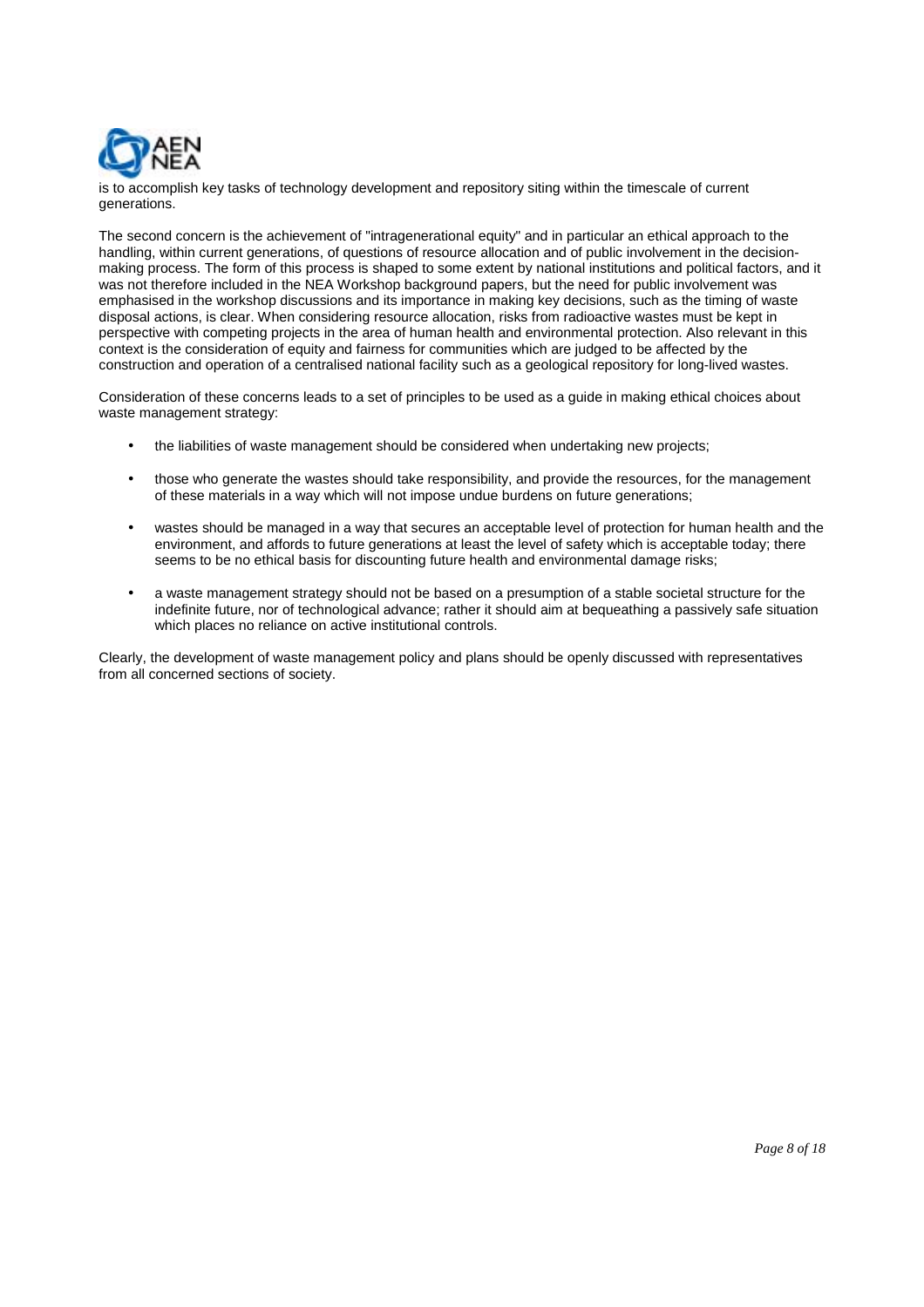is to accomplish key tasks of technology development and repository siting within the timescale of current generations.

The second concern is the achievement of "intragenerational equity" and in particular an ethical approach to the handling, within current generations, of questions of resource allocation and of public involvement in the decision-making process. The form of this process is shaped to some extent by national institutions and political factors, and it was not therefore included in the NEA Workshop background papers, but the need for public involvement was emphasised in the workshop discussions and its importance in making key decisions, such as the timing of waste disposal actions, is clear. When considering resource allocation, risks from radioactive wastes must be kept in perspective with competing projects in the area of human health and environmental protection. Also relevant in this context is the consideration of equity and fairness for communities which are judged to be affected by the construction and operation of a centralised national facility such as a geological repository for long-lived wastes.

Consideration of these concerns leads to a set of principles to be used as a guide in making ethical choices about waste management strategy:

- the liabilities of waste management should be considered when undertaking new projects;
- those who generate the wastes should take responsibility, and provide the resources, for the management of these materials in a way which will not impose undue burdens on future generations;
- wastes should be managed in a way that secures an acceptable level of protection for human health and the environment, and affords to future generations at least the level of safety which is acceptable today; there seems to be no ethical basis for discounting future health and environmental damage risks;
- a waste management strategy should not be based on a presumption of a stable societal structure for the indefinite future, nor of technological advance; rather it should aim at bequeathing a passively safe situation which places no reliance on active institutional controls.

Clearly, the development of waste management policy and plans should be openly discussed with representatives from all concerned sections of society.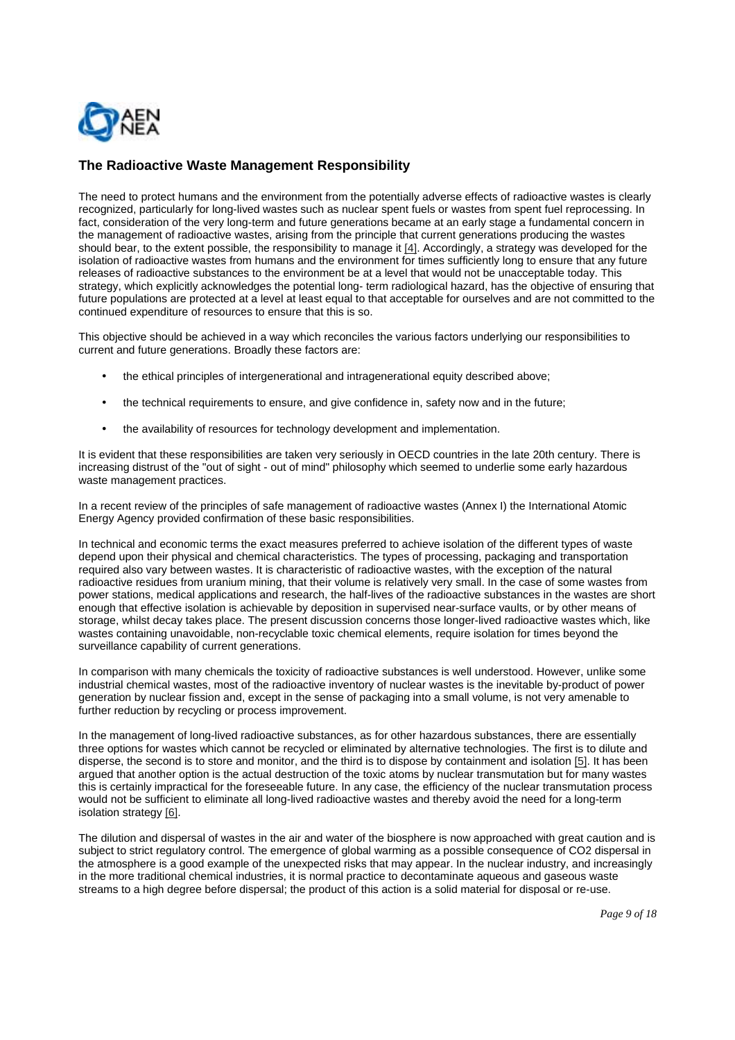## The Radioactive Waste Management Responsibility

The need to protect humans and the environment from the potentially adverse effects of radioactive wastes is clearly recognized, particularly for long-lived wastes such as nuclear spent fuels or wastes from spent fuel reprocessing. In fact, consideration of the very long-term and future generations became at an early stage a fundamental concern in the management of radioactive wastes, arising from the principle that current generations producing the wastes should bear, to the extent possible, the responsibility to manage it [4]. Accordingly, a strategy was developed for the isolation of radioactive wastes from humans and the environment for times sufficiently long to ensure that any future releases of radioactive substances to the environment be at a level that would not be unacceptable today. This strategy, which explicitly acknowledges the potential long- term radiological hazard, has the objective of ensuring that future populations are protected at a level at least equal to that acceptable for ourselves and are not committed to the continued expenditure of resources to ensure that this is so.

This objective should be achieved in a way which reconciles the various factors underlying our responsibilities to current and future generations. Broadly these factors are:

- the ethical principles of intergenerational and intragenerational equity described above;
- the technical requirements to ensure, and give confidence in, safety now and in the future;
- the availability of resources for technology development and implementation.

It is evident that these responsibilities are taken very seriously in OECD countries in the late 20th century. There is increasing distrust of the "out of sight - out of mind" philosophy which seemed to underlie some early hazardous waste management practices.

In a recent review of the principles of safe management of radioactive wastes (Annex I) the International Atomic Energy Agency provided confirmation of these basic responsibilities.

In technical and economic terms the exact measures preferred to achieve isolation of the different types of waste depend upon their physical and chemical characteristics. The types of processing, packaging and transportation required also vary between wastes. It is characteristic of radioactive wastes, with the exception of the natural radioactive residues from uranium mining, that their volume is relatively very small. In the case of some wastes from power stations, medical applications and research, the half-lives of the radioactive substances in the wastes are short enough that effective isolation is achievable by deposition in supervised near-surface vaults, or by other means of storage, whilst decay takes place. The present discussion concerns those longer-lived radioactive wastes which, like wastes containing unavoidable, non-recyclable toxic chemical elements, require isolation for times beyond the surveillance capability of current generations.

In comparison with many chemicals the toxicity of radioactive substances is well understood. However, unlike some industrial chemical wastes, most of the radioactive inventory of nuclear wastes is the inevitable by-product of power generation by nuclear fission and, except in the sense of packaging into a small volume, is not very amenable to further reduction by recycling or process improvement.

In the management of long-lived radioactive substances, as for other hazardous substances, there are essentially three options for wastes which cannot be recycled or eliminated by alternative technologies. The first is to dilute and disperse, the second is to store and monitor, and the third is to dispose by containment and isolation [5]. It has been argued that another option is the actual destruction of the toxic atoms by nuclear transmutation but for many wastes this is certainly impractical for the foreseeable future. In any case, the efficiency of the nuclear transmutation process would not be sufficient to eliminate all long-lived radioactive wastes and thereby avoid the need for a long-term isolation strategy [6].

The dilution and dispersal of wastes in the air and water of the biosphere is now approached with great caution and is subject to strict regulatory control. The emergence of global warming as a possible consequence of $CO_2$ dispersal in the atmosphere is a good example of the unexpected risks that may appear. In the nuclear industry, and increasingly in the more traditional chemical industries, it is normal practice to decontaminate aqueous and gaseous waste streams to a high degree before dispersal; the product of this action is a solid material for disposal or re-use.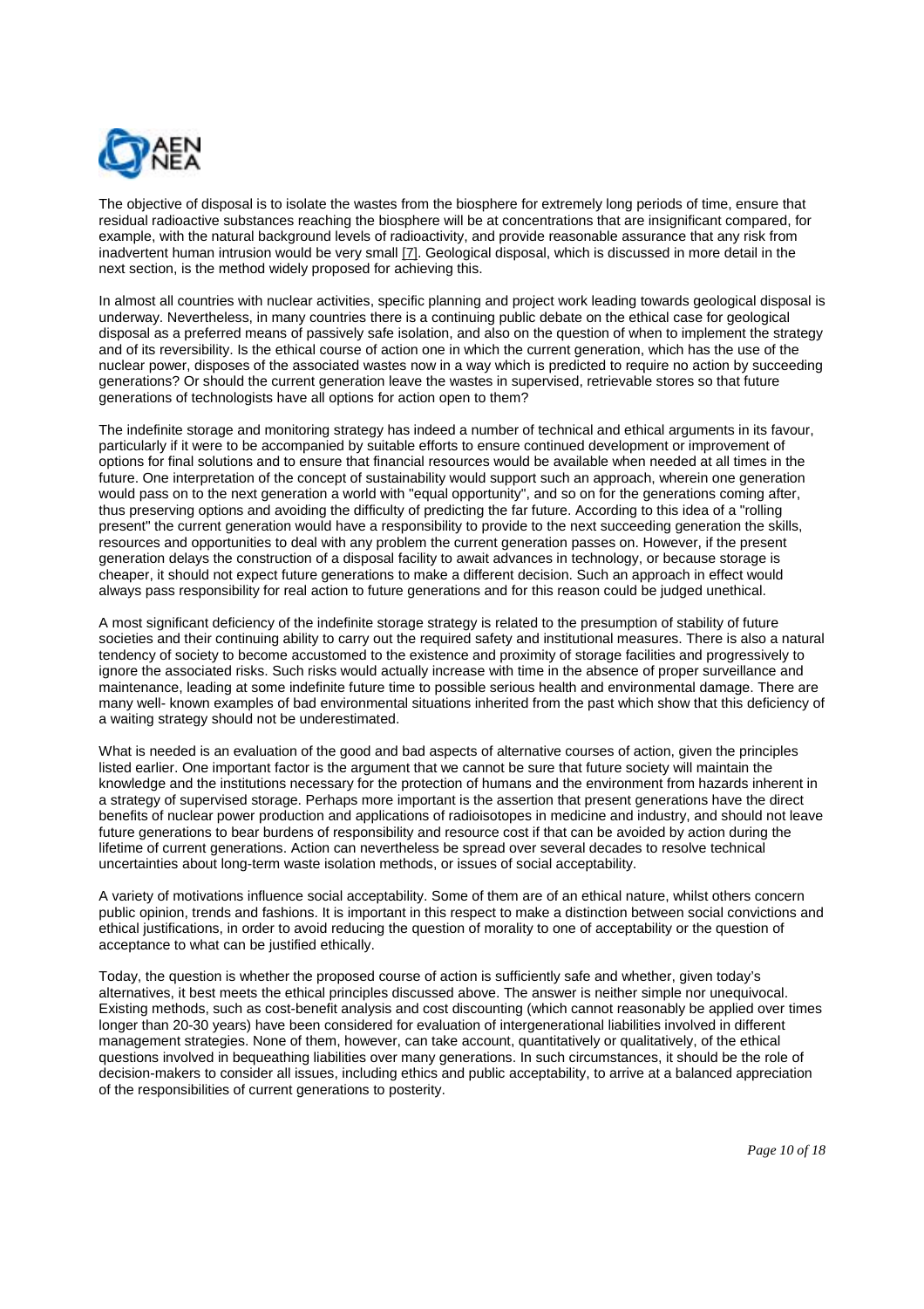The objective of disposal is to isolate the wastes from the biosphere for extremely long periods of time, ensure that residual radioactive substances reaching the biosphere will be at concentrations that are insignificant compared, for example, with the natural background levels of radioactivity, and provide reasonable assurance that any risk from inadvertent human intrusion would be very small [7]. Geological disposal, which is discussed in more detail in the next section, is the method widely proposed for achieving this.

In almost all countries with nuclear activities, specific planning and project work leading towards geological disposal is underway. Nevertheless, in many countries there is a continuing public debate on the ethical case for geological disposal as a preferred means of passively safe isolation, and also on the question of when to implement the strategy and of its reversibility. Is the ethical course of action one in which the current generation, which has the use of the nuclear power, disposes of the associated wastes now in a way which is predicted to require no action by succeeding generations? Or should the current generation leave the wastes in supervised, retrievable stores so that future generations of technologists have all options for action open to them?

The indefinite storage and monitoring strategy has indeed a number of technical and ethical arguments in its favour, particularly if it were to be accompanied by suitable efforts to ensure continued development or improvement of options for final solutions and to ensure that financial resources would be available when needed at all times in the future. One interpretation of the concept of sustainability would support such an approach, wherein one generation would pass on to the next generation a world with "equal opportunity", and so on for the generations coming after, thus preserving options and avoiding the difficulty of predicting the far future. According to this idea of a "rolling present" the current generation would have a responsibility to provide to the next succeeding generation the skills, resources and opportunities to deal with any problem the current generation passes on. However, if the present generation delays the construction of a disposal facility to await advances in technology, or because storage is cheaper, it should not expect future generations to make a different decision. Such an approach in effect would always pass responsibility for real action to future generations and for this reason could be judged unethical.

A most significant deficiency of the indefinite storage strategy is related to the presumption of stability of future societies and their continuing ability to carry out the required safety and institutional measures. There is also a natural tendency of society to become accustomed to the existence and proximity of storage facilities and progressively to ignore the associated risks. Such risks would actually increase with time in the absence of proper surveillance and maintenance, leading at some indefinite future time to possible serious health and environmental damage. There are many well- known examples of bad environmental situations inherited from the past which show that this deficiency of a waiting strategy should not be underestimated.

What is needed is an evaluation of the good and bad aspects of alternative courses of action, given the principles listed earlier. One important factor is the argument that we cannot be sure that future society will maintain the knowledge and the institutions necessary for the protection of humans and the environment from hazards inherent in a strategy of supervised storage. Perhaps more important is the assertion that present generations have the direct benefits of nuclear power production and applications of radioisotopes in medicine and industry, and should not leave future generations to bear burdens of responsibility and resource cost if that can be avoided by action during the lifetime of current generations. Action can nevertheless be spread over several decades to resolve technical uncertainties about long-term waste isolation methods, or issues of social acceptability.

A variety of motivations influence social acceptability. Some of them are of an ethical nature, whilst others concern public opinion, trends and fashions. It is important in this respect to make a distinction between social convictions and ethical justifications, in order to avoid reducing the question of morality to one of acceptability or the question of acceptance to what can be justified ethically.

Today, the question is whether the proposed course of action is sufficiently safe and whether, given today's alternatives, it best meets the ethical principles discussed above. The answer is neither simple nor unequivocal. Existing methods, such as cost-benefit analysis and cost discounting (which cannot reasonably be applied over times longer than 20-30 years) have been considered for evaluation of intergenerational liabilities involved in different management strategies. None of them, however, can take account, quantitatively or qualitatively, of the ethical questions involved in bequeathing liabilities over many generations. In such circumstances, it should be the role of decision-makers to consider all issues, including ethics and public acceptability, to arrive at a balanced appreciation of the responsibilities of current generations to posterity.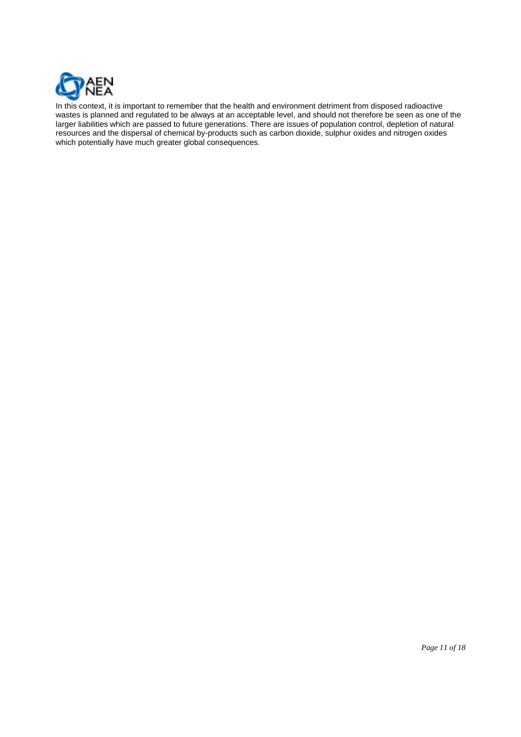In this context, it is important to remember that the health and environment detriment from disposed radioactive wastes is planned and regulated to be always at an acceptable level, and should not therefore be seen as one of the larger liabilities which are passed to future generations. There are issues of population control, depletion of natural resources and the dispersal of chemical by-products such as carbon dioxide, sulphur oxides and nitrogen oxides which potentially have much greater global consequences.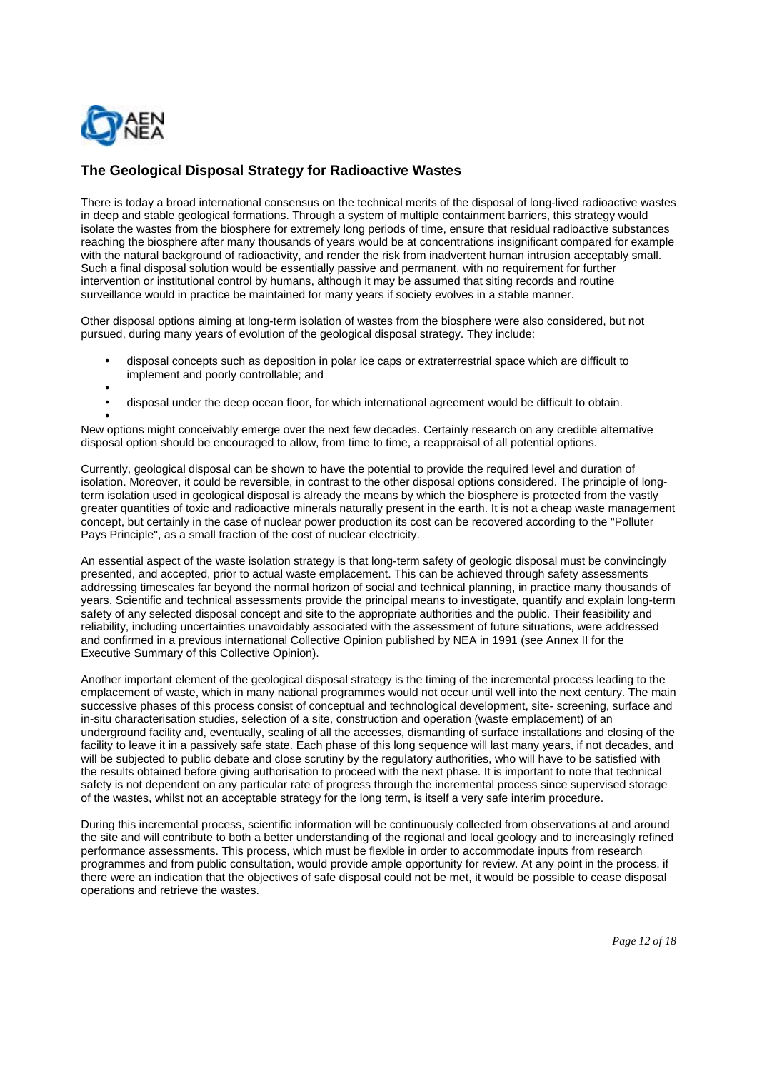## The Geological Disposal Strategy for Radioactive Wastes

There is today a broad international consensus on the technical merits of the disposal of long-lived radioactive wastes in deep and stable geological formations. Through a system of multiple containment barriers, this strategy would isolate the wastes from the biosphere for extremely long periods of time, ensure that residual radioactive substances reaching the biosphere after many thousands of years would be at concentrations insignificant compared for example with the natural background of radioactivity, and render the risk from inadvertent human intrusion acceptably small. Such a final disposal solution would be essentially passive and permanent, with no requirement for further intervention or institutional control by humans, although it may be assumed that siting records and routine surveillance would in practice be maintained for many years if society evolves in a stable manner.

Other disposal options aiming at long-term isolation of wastes from the biosphere were also considered, but not pursued, during many years of evolution of the geological disposal strategy. They include:

- disposal concepts such as deposition in polar ice caps or extraterrestrial space which are difficult to implement and poorly controllable; and
- disposal under the deep ocean floor, for which international agreement would be difficult to obtain.

New options might conceivably emerge over the next few decades. Certainly research on any credible alternative disposal option should be encouraged to allow, from time to time, a reappraisal of all potential options.

Currently, geological disposal can be shown to have the potential to provide the required level and duration of isolation. Moreover, it could be reversible, in contrast to the other disposal options considered. The principle of long-term isolation used in geological disposal is already the means by which the biosphere is protected from the vastly greater quantities of toxic and radioactive minerals naturally present in the earth. It is not a cheap waste management concept, but certainly in the case of nuclear power production its cost can be recovered according to the "Polluter Pays Principle", as a small fraction of the cost of nuclear electricity.

An essential aspect of the waste isolation strategy is that long-term safety of geologic disposal must be convincingly presented, and accepted, prior to actual waste emplacement. This can be achieved through safety assessments addressing timescales far beyond the normal horizon of social and technical planning, in practice many thousands of years. Scientific and technical assessments provide the principal means to investigate, quantify and explain long-term safety of any selected disposal concept and site to the appropriate authorities and the public. Their feasibility and reliability, including uncertainties unavoidably associated with the assessment of future situations, were addressed and confirmed in a previous international Collective Opinion published by NEA in 1991 (see Annex II for the Executive Summary of this Collective Opinion).

Another important element of the geological disposal strategy is the timing of the incremental process leading to the emplacement of waste, which in many national programmes would not occur until well into the next century. The main successive phases of this process consist of conceptual and technological development, site- screening, surface and in-situ characterisation studies, selection of a site, construction and operation (waste emplacement) of an underground facility and, eventually, sealing of all the accesses, dismantling of surface installations and closing of the facility to leave it in a passively safe state. Each phase of this long sequence will last many years, if not decades, and will be subjected to public debate and close scrutiny by the regulatory authorities, who will have to be satisfied with the results obtained before giving authorisation to proceed with the next phase. It is important to note that technical safety is not dependent on any particular rate of progress through the incremental process since supervised storage of the wastes, whilst not an acceptable strategy for the long term, is itself a very safe interim procedure.

During this incremental process, scientific information will be continuously collected from observations at and around the site and will contribute to both a better understanding of the regional and local geology and to increasingly refined performance assessments. This process, which must be flexible in order to accommodate inputs from research programmes and from public consultation, would provide ample opportunity for review. At any point in the process, if there were an indication that the objectives of safe disposal could not be met, it would be possible to cease disposal operations and retrieve the wastes.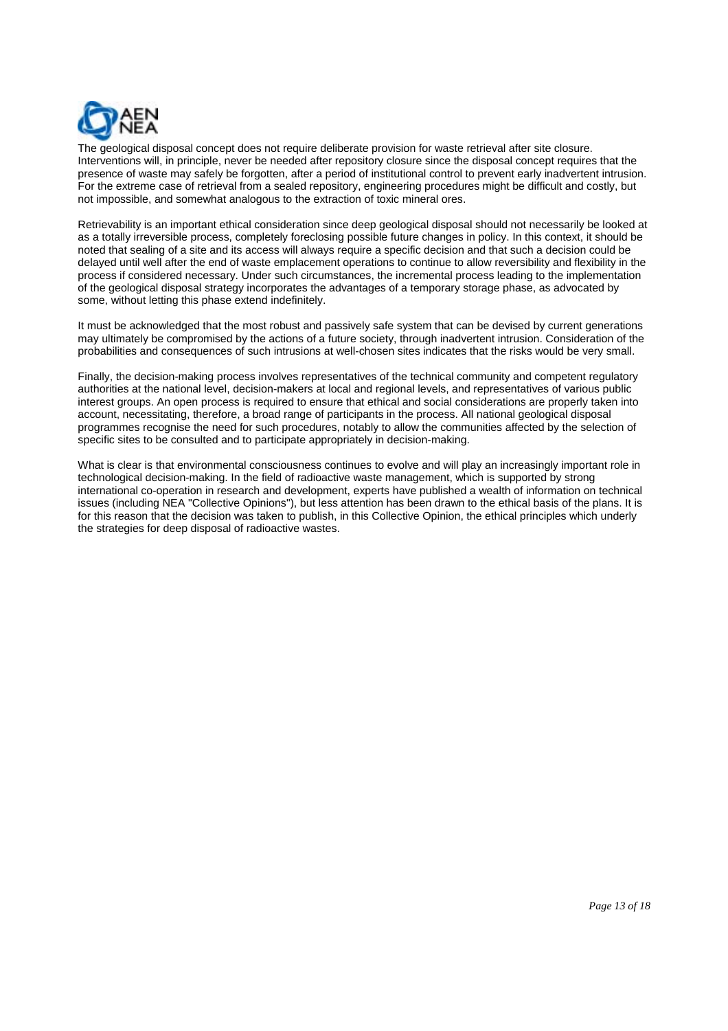The geological disposal concept does not require deliberate provision for waste retrieval after site closure. Interventions will, in principle, never be needed after repository closure since the disposal concept requires that the presence of waste may safely be forgotten, after a period of institutional control to prevent early inadvertent intrusion. For the extreme case of retrieval from a sealed repository, engineering procedures might be difficult and costly, but not impossible, and somewhat analogous to the extraction of toxic mineral ores.

Retrievability is an important ethical consideration since deep geological disposal should not necessarily be looked at as a totally irreversible process, completely foreclosing possible future changes in policy. In this context, it should be noted that sealing of a site and its access will always require a specific decision and that such a decision could be delayed until well after the end of waste emplacement operations to continue to allow reversibility and flexibility in the process if considered necessary. Under such circumstances, the incremental process leading to the implementation of the geological disposal strategy incorporates the advantages of a temporary storage phase, as advocated by some, without letting this phase extend indefinitely.

It must be acknowledged that the most robust and passively safe system that can be devised by current generations may ultimately be compromised by the actions of a future society, through inadvertent intrusion. Consideration of the probabilities and consequences of such intrusions at well-chosen sites indicates that the risks would be very small.

Finally, the decision-making process involves representatives of the technical community and competent regulatory authorities at the national level, decision-makers at local and regional levels, and representatives of various public interest groups. An open process is required to ensure that ethical and social considerations are properly taken into account, necessitating, therefore, a broad range of participants in the process. All national geological disposal programmes recognise the need for such procedures, notably to allow the communities affected by the selection of specific sites to be consulted and to participate appropriately in decision-making.

What is clear is that environmental consciousness continues to evolve and will play an increasingly important role in technological decision-making. In the field of radioactive waste management, which is supported by strong international co-operation in research and development, experts have published a wealth of information on technical issues (including NEA "Collective Opinions"), but less attention has been drawn to the ethical basis of the plans. It is for this reason that the decision was taken to publish, in this Collective Opinion, the ethical principles which underly the strategies for deep disposal of radioactive wastes.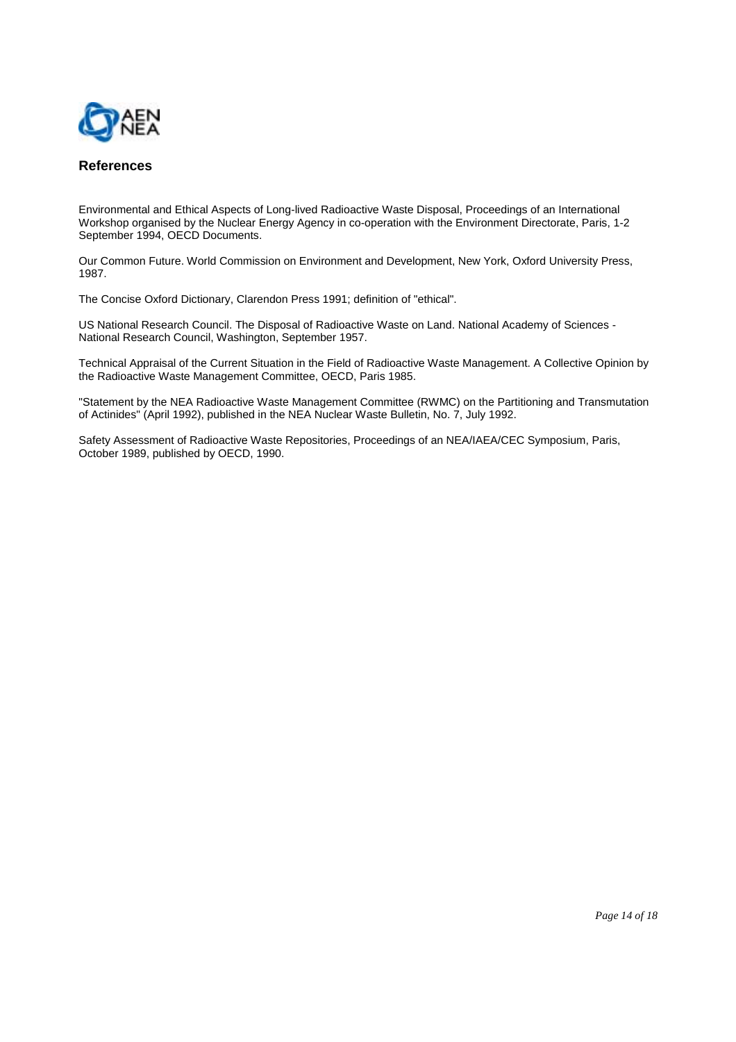## References

Environmental and Ethical Aspects of Long-lived Radioactive Waste Disposal, Proceedings of an International Workshop organised by the Nuclear Energy Agency in co-operation with the Environment Directorate, Paris, 1-2 September 1994, OECD Documents.

Our Common Future. World Commission on Environment and Development, New York, Oxford University Press, 1987.

The Concise Oxford Dictionary, Clarendon Press 1991; definition of "ethical".

US National Research Council. The Disposal of Radioactive Waste on Land. National Academy of Sciences - National Research Council, Washington, September 1957.

Technical Appraisal of the Current Situation in the Field of Radioactive Waste Management. A Collective Opinion by the Radioactive Waste Management Committee, OECD, Paris 1985.

"Statement by the NEA Radioactive Waste Management Committee (RWMC) on the Partitioning and Transmutation of Actinides" (April 1992), published in the NEA Nuclear Waste Bulletin, No. 7, July 1992.

Safety Assessment of Radioactive Waste Repositories, Proceedings of an NEA/IAEA/CEC Symposium, Paris, October 1989, published by OECD, 1990.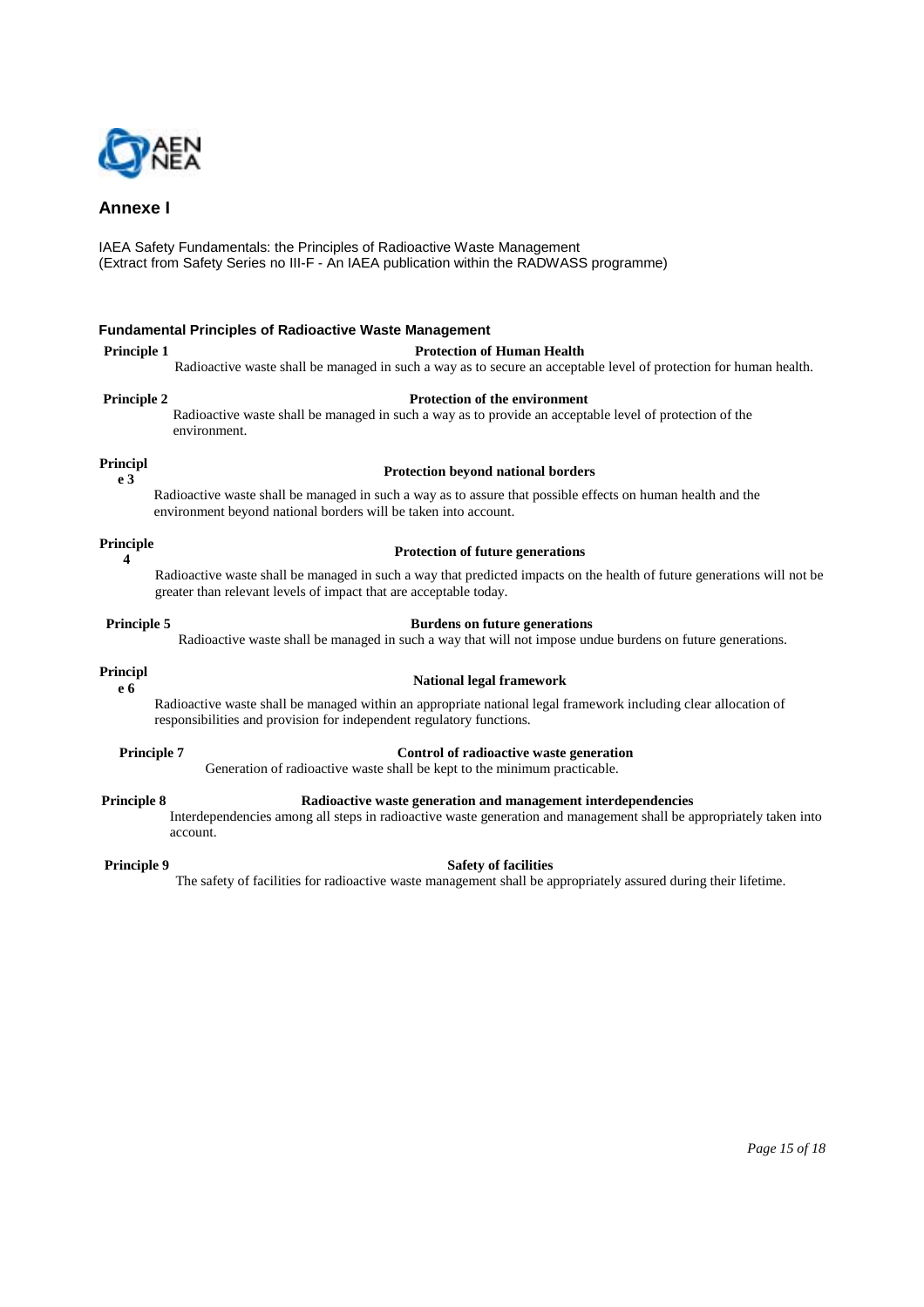## Annexe I

IAEA Safety Fundamentals: the Principles of Radioactive Waste Management
(Extract from Safety Series no III-F - An IAEA publication within the RADWASS programme)

### Fundamental Principles of Radioactive Waste Management

**Principle 1** — **Protection of Human Health**

Radioactive waste shall be managed in such a way as to secure an acceptable level of protection for human health.

**Principle 2** — **Protection of the environment**

Radioactive waste shall be managed in such a way as to provide an acceptable level of protection of the environment.

**Principle 3** — **Protection beyond national borders**

Radioactive waste shall be managed in such a way as to assure that possible effects on human health and the environment beyond national borders will be taken into account.

**Principle 4** — **Protection of future generations**

Radioactive waste shall be managed in such a way that predicted impacts on the health of future generations will not be greater than relevant levels of impact that are acceptable today.

**Principle 5** — **Burdens on future generations**

Radioactive waste shall be managed in such a way that will not impose undue burdens on future generations.

**Principle 6** — **National legal framework**

Radioactive waste shall be managed within an appropriate national legal framework including clear allocation of responsibilities and provision for independent regulatory functions.

**Principle 7** — **Control of radioactive waste generation**

Generation of radioactive waste shall be kept to the minimum practicable.

**Principle 8** — **Radioactive waste generation and management interdependencies**

Interdependencies among all steps in radioactive waste generation and management shall be appropriately taken into account.

**Principle 9** — **Safety of facilities**

The safety of facilities for radioactive waste management shall be appropriately assured during their lifetime.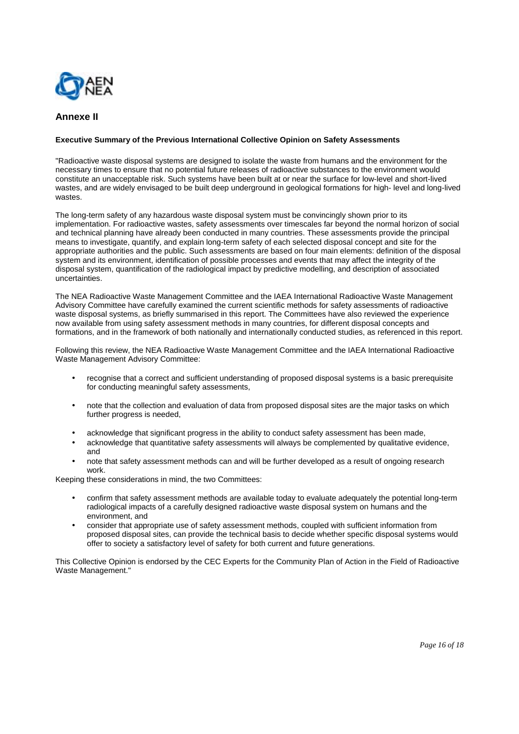## Annexe II

**Executive Summary of the Previous International Collective Opinion on Safety Assessments**

"Radioactive waste disposal systems are designed to isolate the waste from humans and the environment for the necessary times to ensure that no potential future releases of radioactive substances to the environment would constitute an unacceptable risk. Such systems have been built at or near the surface for low-level and short-lived wastes, and are widely envisaged to be built deep underground in geological formations for high- level and long-lived wastes.

The long-term safety of any hazardous waste disposal system must be convincingly shown prior to its implementation. For radioactive wastes, safety assessments over timescales far beyond the normal horizon of social and technical planning have already been conducted in many countries. These assessments provide the principal means to investigate, quantify, and explain long-term safety of each selected disposal concept and site for the appropriate authorities and the public. Such assessments are based on four main elements: definition of the disposal system and its environment, identification of possible processes and events that may affect the integrity of the disposal system, quantification of the radiological impact by predictive modelling, and description of associated uncertainties.

The NEA Radioactive Waste Management Committee and the IAEA International Radioactive Waste Management Advisory Committee have carefully examined the current scientific methods for safety assessments of radioactive waste disposal systems, as briefly summarised in this report. The Committees have also reviewed the experience now available from using safety assessment methods in many countries, for different disposal concepts and formations, and in the framework of both nationally and internationally conducted studies, as referenced in this report.

Following this review, the NEA Radioactive Waste Management Committee and the IAEA International Radioactive Waste Management Advisory Committee:

- recognise that a correct and sufficient understanding of proposed disposal systems is a basic prerequisite for conducting meaningful safety assessments,
- note that the collection and evaluation of data from proposed disposal sites are the major tasks on which further progress is needed,
- acknowledge that significant progress in the ability to conduct safety assessment has been made,
- acknowledge that quantitative safety assessments will always be complemented by qualitative evidence, and
- note that safety assessment methods can and will be further developed as a result of ongoing research work.

Keeping these considerations in mind, the two Committees:

- confirm that safety assessment methods are available today to evaluate adequately the potential long-term radiological impacts of a carefully designed radioactive waste disposal system on humans and the environment, and
- consider that appropriate use of safety assessment methods, coupled with sufficient information from proposed disposal sites, can provide the technical basis to decide whether specific disposal systems would offer to society a satisfactory level of safety for both current and future generations.

This Collective Opinion is endorsed by the CEC Experts for the Community Plan of Action in the Field of Radioactive Waste Management."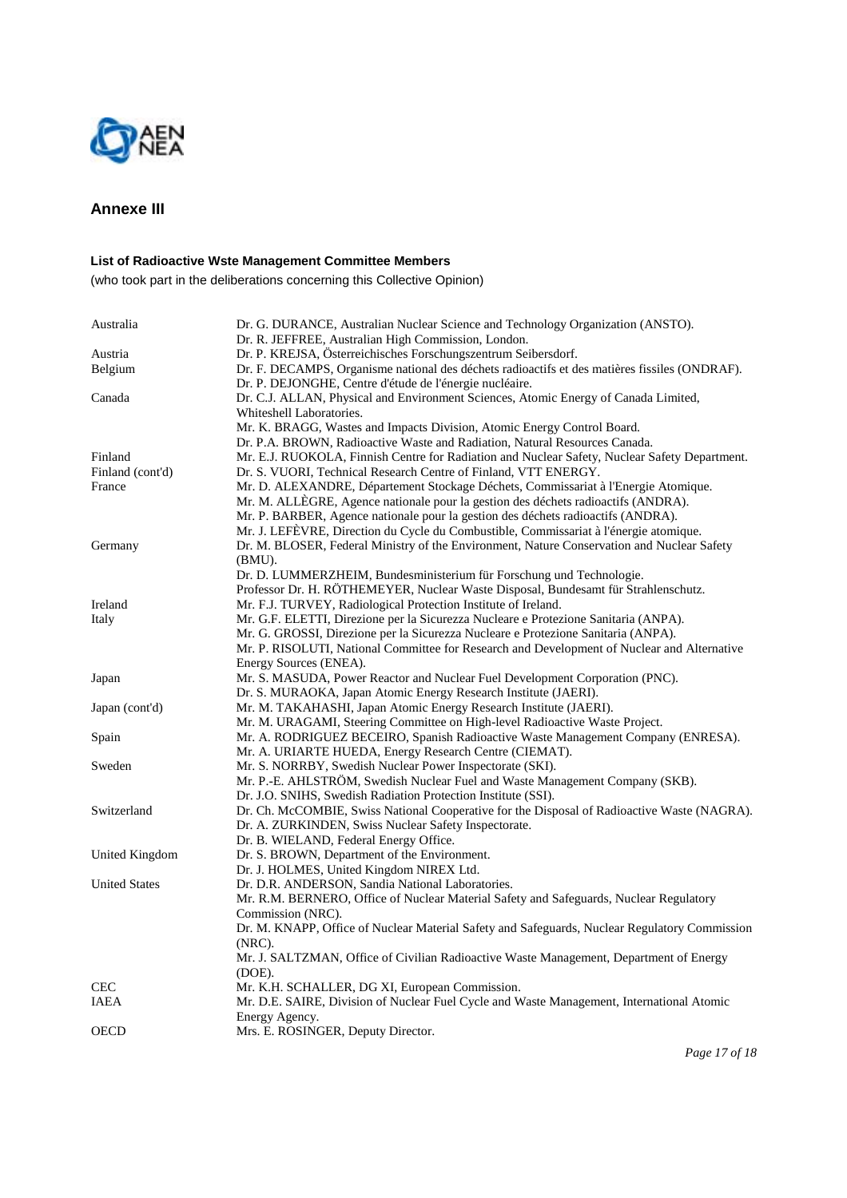## Annexe III

**List of Radioactive Wste Management Committee Members**

(who took part in the deliberations concerning this Collective Opinion)

| | |
|---|---|
| Australia | Dr. G. DURANCE, Australian Nuclear Science and Technology Organization (ANSTO). |
| | Dr. R. JEFFREE, Australian High Commission, London. |
| Austria | Dr. P. KREJSA, Österreichisches Forschungszentrum Seibersdorf. |
| Belgium | Dr. F. DECAMPS, Organisme national des déchets radioactifs et des matières fissiles (ONDRAF). |
| | Dr. P. DEJONGHE, Centre d'étude de l'énergie nucléaire. |
| Canada | Dr. C.J. ALLAN, Physical and Environment Sciences, Atomic Energy of Canada Limited, Whiteshell Laboratories. |
| | Mr. K. BRAGG, Wastes and Impacts Division, Atomic Energy Control Board. |
| | Dr. P.A. BROWN, Radioactive Waste and Radiation, Natural Resources Canada. |
| Finland | Mr. E.J. RUOKOLA, Finnish Centre for Radiation and Nuclear Safety, Nuclear Safety Department. |
| Finland (cont'd) | Dr. S. VUORI, Technical Research Centre of Finland, VTT ENERGY. |
| France | Mr. D. ALEXANDRE, Département Stockage Déchets, Commissariat à l'Energie Atomique. |
| | Mr. M. ALLÈGRE, Agence nationale pour la gestion des déchets radioactifs (ANDRA). |
| | Mr. P. BARBER, Agence nationale pour la gestion des déchets radioactifs (ANDRA). |
| | Mr. J. LEFÈVRE, Direction du Cycle du Combustible, Commissariat à l'énergie atomique. |
| Germany | Dr. M. BLOSER, Federal Ministry of the Environment, Nature Conservation and Nuclear Safety (BMU). |
| | Dr. D. LUMMERZHEIM, Bundesministerium für Forschung und Technologie. |
| | Professor Dr. H. RÖTHEMEYER, Nuclear Waste Disposal, Bundesamt für Strahlenschutz. |
| Ireland | Mr. F.J. TURVEY, Radiological Protection Institute of Ireland. |
| Italy | Mr. G.F. ELETTI, Direzione per la Sicurezza Nucleare e Protezione Sanitaria (ANPA). |
| | Mr. G. GROSSI, Direzione per la Sicurezza Nucleare e Protezione Sanitaria (ANPA). |
| | Mr. P. RISOLUTI, National Committee for Research and Development of Nuclear and Alternative Energy Sources (ENEA). |
| Japan | Mr. S. MASUDA, Power Reactor and Nuclear Fuel Development Corporation (PNC). |
| | Dr. S. MURAOKA, Japan Atomic Energy Research Institute (JAERI). |
| Japan (cont'd) | Mr. M. TAKAHASHI, Japan Atomic Energy Research Institute (JAERI). |
| | Mr. M. URAGAMI, Steering Committee on High-level Radioactive Waste Project. |
| Spain | Mr. A. RODRIGUEZ BECEIRO, Spanish Radioactive Waste Management Company (ENRESA). |
| | Mr. A. URIARTE HUEDA, Energy Research Centre (CIEMAT). |
| Sweden | Mr. S. NORRBY, Swedish Nuclear Power Inspectorate (SKI). |
| | Mr. P.-E. AHLSTRÖM, Swedish Nuclear Fuel and Waste Management Company (SKB). |
| | Dr. J.O. SNIHS, Swedish Radiation Protection Institute (SSI). |
| Switzerland | Dr. Ch. McCOMBIE, Swiss National Cooperative for the Disposal of Radioactive Waste (NAGRA). |
| | Dr. A. ZURKINDEN, Swiss Nuclear Safety Inspectorate. |
| | Dr. B. WIELAND, Federal Energy Office. |
| United Kingdom | Dr. S. BROWN, Department of the Environment. |
| | Dr. J. HOLMES, United Kingdom NIREX Ltd. |
| United States | Dr. D.R. ANDERSON, Sandia National Laboratories. |
| | Mr. R.M. BERNERO, Office of Nuclear Material Safety and Safeguards, Nuclear Regulatory Commission (NRC). |
| | Dr. M. KNAPP, Office of Nuclear Material Safety and Safeguards, Nuclear Regulatory Commission (NRC). |
| | Mr. J. SALTZMAN, Office of Civilian Radioactive Waste Management, Department of Energy (DOE). |
| CEC | Mr. K.H. SCHALLER, DG XI, European Commission. |
| IAEA | Mr. D.E. SAIRE, Division of Nuclear Fuel Cycle and Waste Management, International Atomic Energy Agency. |
| OECD | Mrs. E. ROSINGER, Deputy Director. |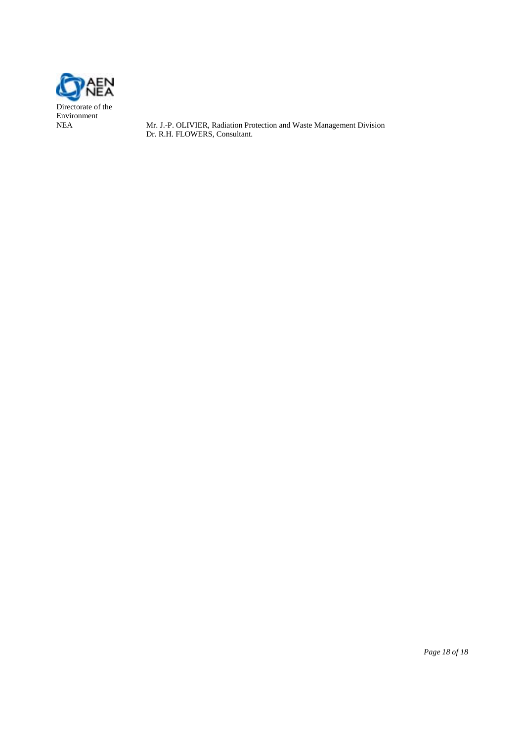Directorate of the Environment
NEA

Mr. J.-P. OLIVIER, Radiation Protection and Waste Management Division
Dr. R.H. FLOWERS, Consultant.